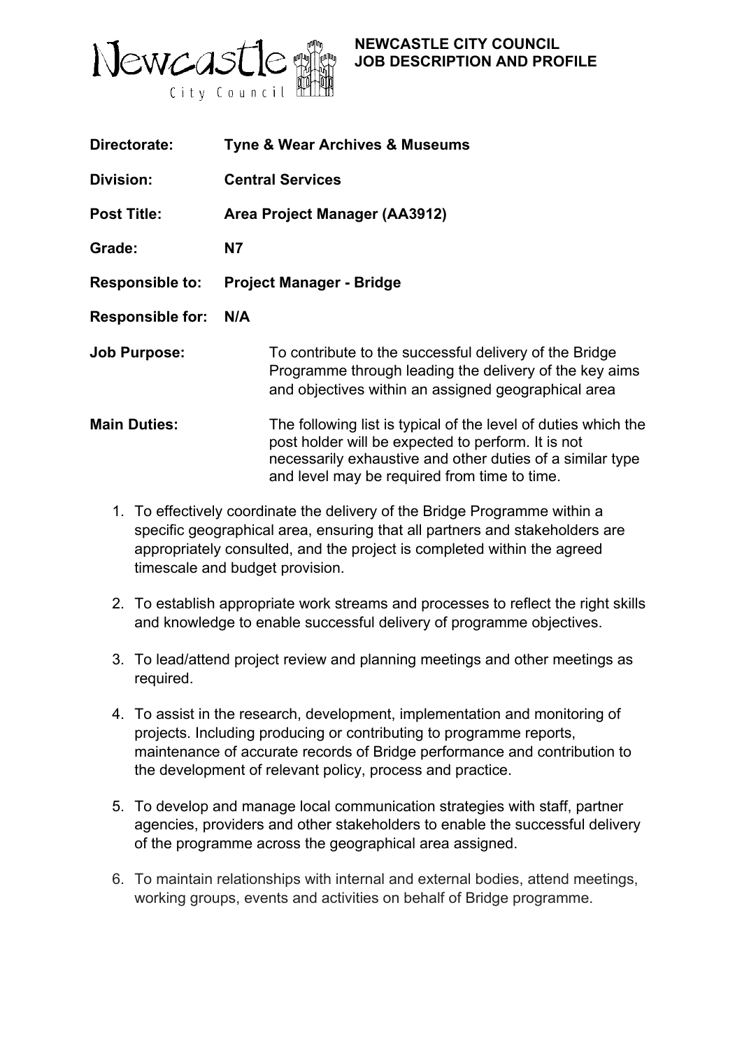Newcastle City Council

**NEWCASTLE CITY COUNCIL**
**JOB DESCRIPTION AND PROFILE**

| | |
|---|---|
| **Directorate:** | **Tyne & Wear Archives & Museums** |
| **Division:** | **Central Services** |
| **Post Title:** | **Area Project Manager (AA3912)** |
| **Grade:** | **N7** |
| **Responsible to:** | **Project Manager - Bridge** |
| **Responsible for:** | **N/A** |

**Job Purpose:** To contribute to the successful delivery of the Bridge Programme through leading the delivery of the key aims and objectives within an assigned geographical area

**Main Duties:** The following list is typical of the level of duties which the post holder will be expected to perform. It is not necessarily exhaustive and other duties of a similar type and level may be required from time to time.

1. To effectively coordinate the delivery of the Bridge Programme within a specific geographical area, ensuring that all partners and stakeholders are appropriately consulted, and the project is completed within the agreed timescale and budget provision.
2. To establish appropriate work streams and processes to reflect the right skills and knowledge to enable successful delivery of programme objectives.
3. To lead/attend project review and planning meetings and other meetings as required.
4. To assist in the research, development, implementation and monitoring of projects. Including producing or contributing to programme reports, maintenance of accurate records of Bridge performance and contribution to the development of relevant policy, process and practice.
5. To develop and manage local communication strategies with staff, partner agencies, providers and other stakeholders to enable the successful delivery of the programme across the geographical area assigned.
6. To maintain relationships with internal and external bodies, attend meetings, working groups, events and activities on behalf of Bridge programme.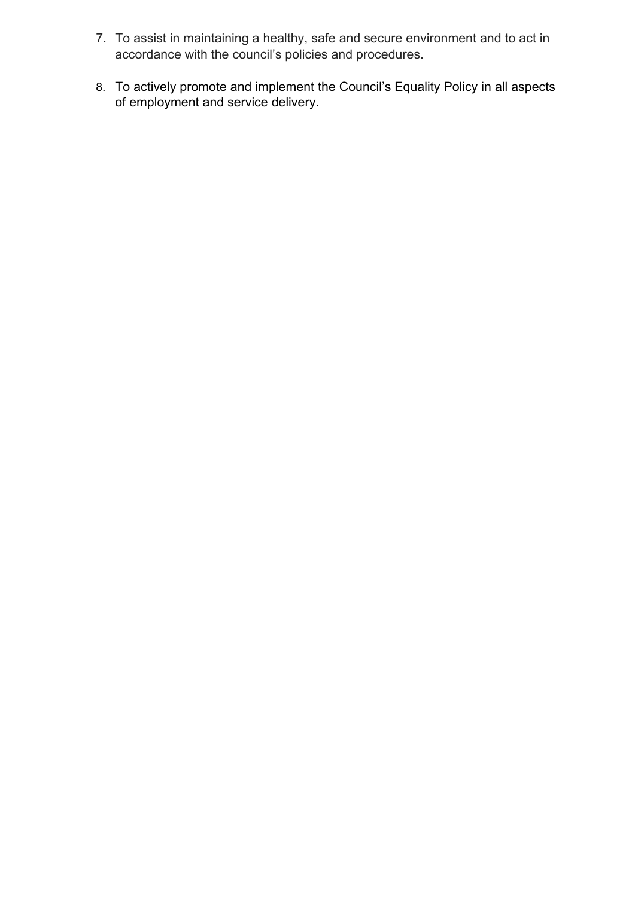7. To assist in maintaining a healthy, safe and secure environment and to act in accordance with the council's policies and procedures.

8. To actively promote and implement the Council's Equality Policy in all aspects of employment and service delivery.